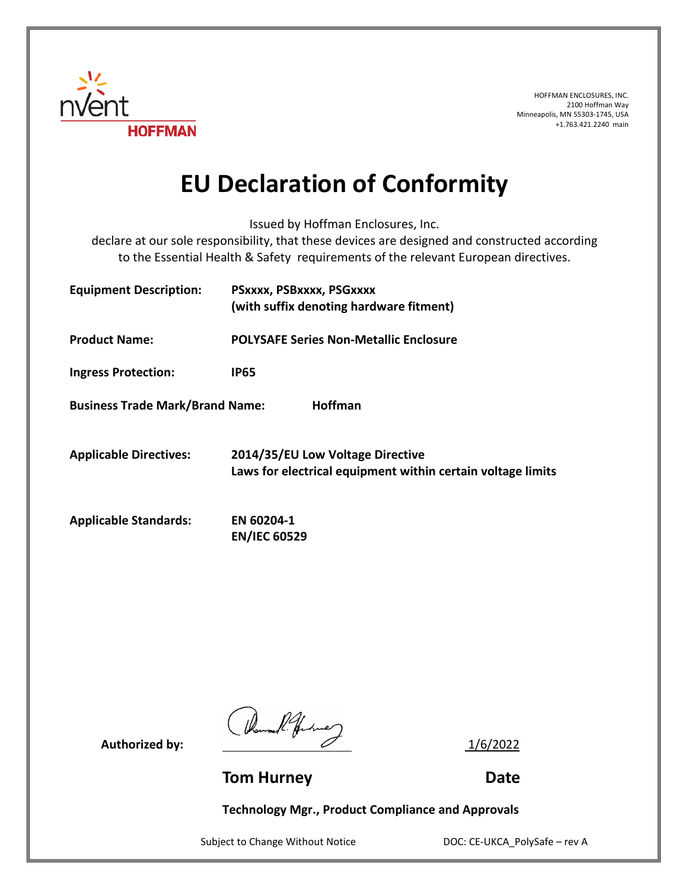HOFFMAN ENCLOSURES, INC.
2100 Hoffman Way
Minneapolis, MN 55303-1745, USA
+1.763.421.2240 main

# EU Declaration of Conformity

Issued by Hoffman Enclosures, Inc.
declare at our sole responsibility, that these devices are designed and constructed according to the Essential Health & Safety requirements of the relevant European directives.

**Equipment Description:** **PSxxxx, PSBxxxx, PSGxxxx (with suffix denoting hardware fitment)**

**Product Name:** **POLYSAFE Series Non-Metallic Enclosure**

**Ingress Protection:** **IP65**

**Business Trade Mark/Brand Name:** **Hoffman**

**Applicable Directives:** **2014/35/EU Low Voltage Directive**
**Laws for electrical equipment within certain voltage limits**

**Applicable Standards:** **EN 60204-1**
**EN/IEC 60529**

**Authorized by:** 1/6/2022

**Tom Hurney** **Date**

**Technology Mgr., Product Compliance and Approvals**

Subject to Change Without Notice DOC: CE-UKCA_PolySafe – rev A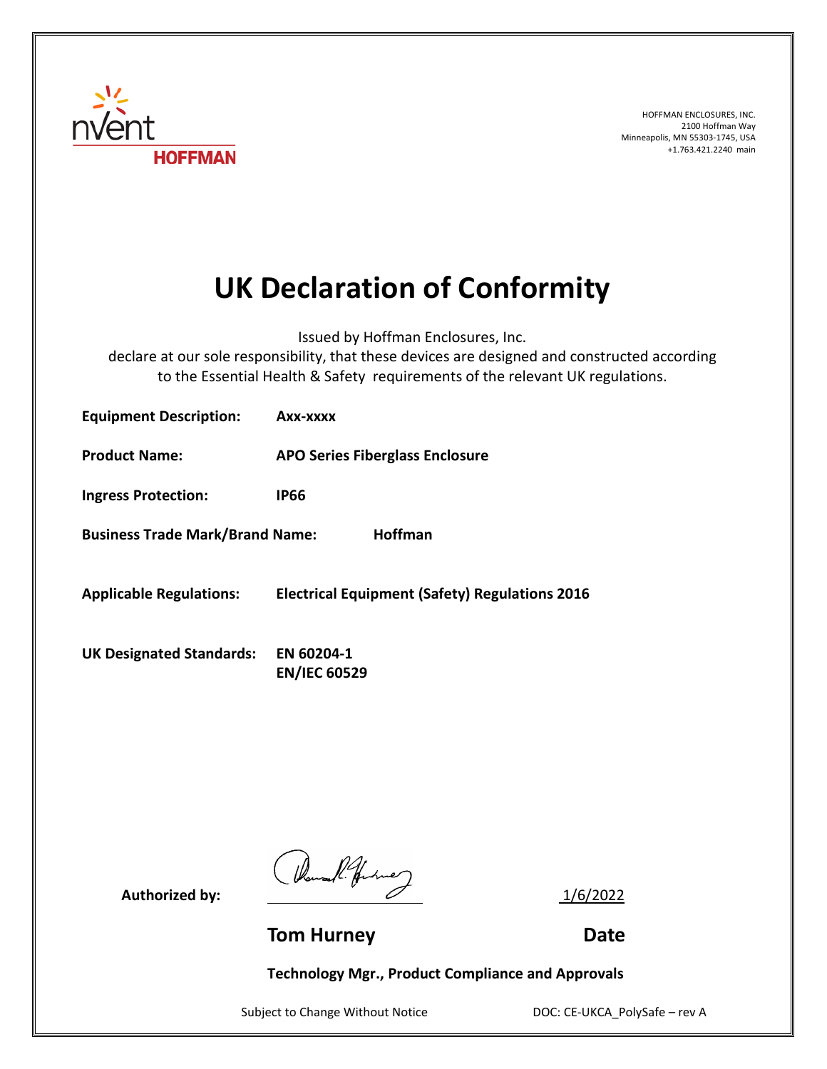HOFFMAN ENCLOSURES, INC.
2100 Hoffman Way
Minneapolis, MN 55303-1745, USA
+1.763.421.2240 main

# UK Declaration of Conformity

Issued by Hoffman Enclosures, Inc.
declare at our sole responsibility, that these devices are designed and constructed according to the Essential Health & Safety requirements of the relevant UK regulations.

**Equipment Description:** **Axx-xxxx**

**Product Name:** **APO Series Fiberglass Enclosure**

**Ingress Protection:** **IP66**

**Business Trade Mark/Brand Name:** **Hoffman**

**Applicable Regulations:** **Electrical Equipment (Safety) Regulations 2016**

**UK Designated Standards:** **EN 60204-1**
**EN/IEC 60529**

**Authorized by:** 1/6/2022

**Tom Hurney** **Date**

**Technology Mgr., Product Compliance and Approvals**

Subject to Change Without Notice DOC: CE-UKCA_PolySafe – rev A